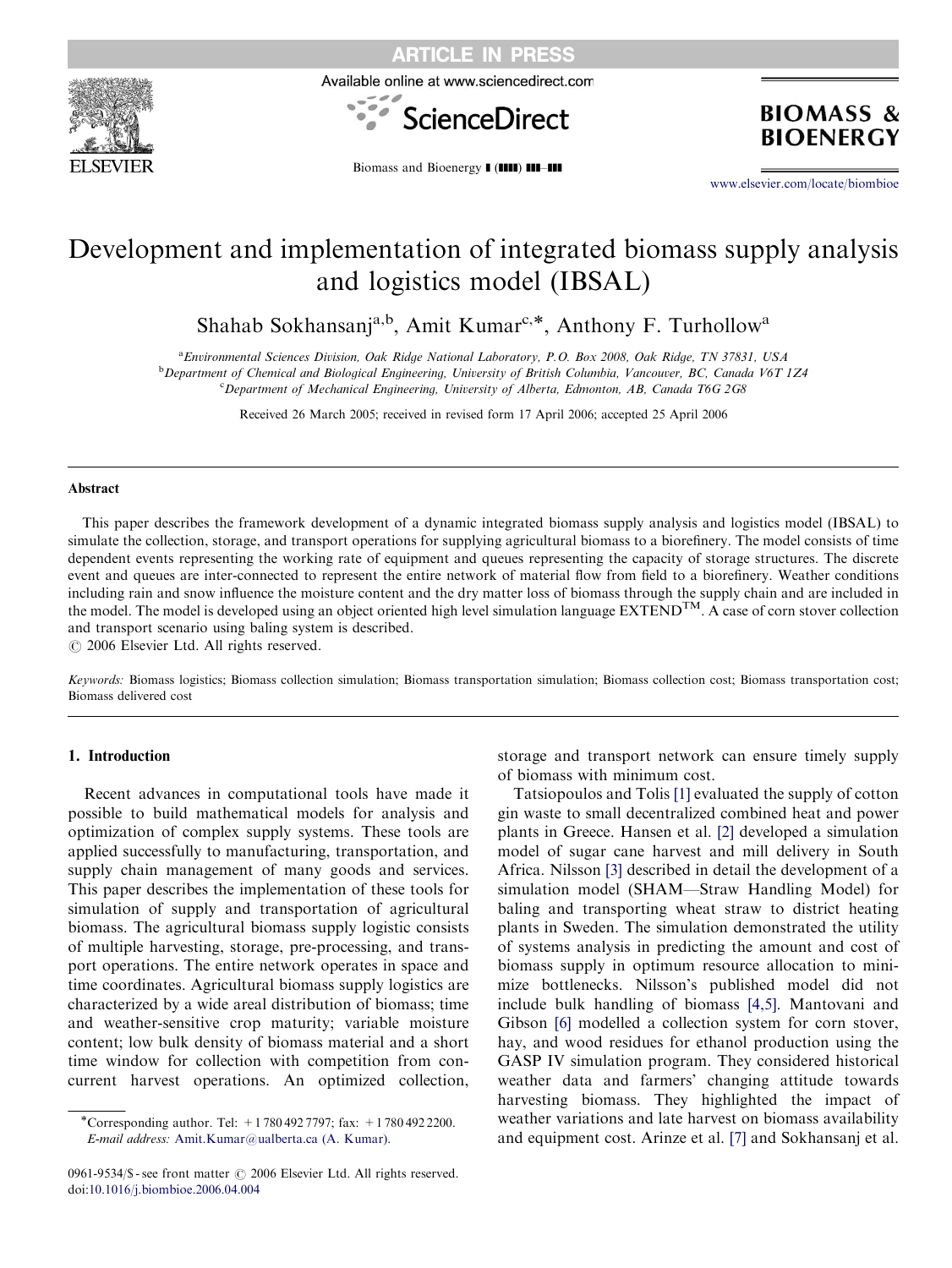# Development and implementation of integrated biomass supply analysis and logistics model (IBSAL)

Shahab Sokhansanj[a,b], Amit Kumar[c,*], Anthony F. Turhollow[a]

[a]Environmental Sciences Division, Oak Ridge National Laboratory, P.O. Box 2008, Oak Ridge, TN 37831, USA

[b]Department of Chemical and Biological Engineering, University of British Columbia, Vancouver, BC, Canada V6T 1Z4

[c]Department of Mechanical Engineering, University of Alberta, Edmonton, AB, Canada T6G 2G8

Received 26 March 2005; received in revised form 17 April 2006; accepted 25 April 2006

## Abstract

This paper describes the framework development of a dynamic integrated biomass supply analysis and logistics model (IBSAL) to simulate the collection, storage, and transport operations for supplying agricultural biomass to a biorefinery. The model consists of time dependent events representing the working rate of equipment and queues representing the capacity of storage structures. The discrete event and queues are inter-connected to represent the entire network of material flow from field to a biorefinery. Weather conditions including rain and snow influence the moisture content and the dry matter loss of biomass through the supply chain and are included in the model. The model is developed using an object oriented high level simulation language EXTEND™. A case of corn stover collection and transport scenario using baling system is described.

© 2006 Elsevier Ltd. All rights reserved.

*Keywords:* Biomass logistics; Biomass collection simulation; Biomass transportation simulation; Biomass collection cost; Biomass transportation cost; Biomass delivered cost

## 1. Introduction

Recent advances in computational tools have made it possible to build mathematical models for analysis and optimization of complex supply systems. These tools are applied successfully to manufacturing, transportation, and supply chain management of many goods and services. This paper describes the implementation of these tools for simulation of supply and transportation of agricultural biomass. The agricultural biomass supply logistic consists of multiple harvesting, storage, pre-processing, and transport operations. The entire network operates in space and time coordinates. Agricultural biomass supply logistics are characterized by a wide areal distribution of biomass; time and weather-sensitive crop maturity; variable moisture content; low bulk density of biomass material and a short time window for collection with competition from concurrent harvest operations. An optimized collection, storage and transport network can ensure timely supply of biomass with minimum cost.

Tatsiopoulos and Tolis [1] evaluated the supply of cotton gin waste to small decentralized combined heat and power plants in Greece. Hansen et al. [2] developed a simulation model of sugar cane harvest and mill delivery in South Africa. Nilsson [3] described in detail the development of a simulation model (SHAM—Straw Handling Model) for baling and transporting wheat straw to district heating plants in Sweden. The simulation demonstrated the utility of systems analysis in predicting the amount and cost of biomass supply in optimum resource allocation to minimize bottlenecks. Nilsson's published model did not include bulk handling of biomass [4,5]. Mantovani and Gibson [6] modelled a collection system for corn stover, hay, and wood residues for ethanol production using the GASP IV simulation program. They considered historical weather data and farmers' changing attitude towards harvesting biomass. They highlighted the impact of weather variations and late harvest on biomass availability and equipment cost. Arinze et al. [7] and Sokhansanj et al.

*Corresponding author. Tel: +1 780 492 7797; fax: +1 780 492 2200.
*E-mail address:* Amit.Kumar@ualberta.ca (A. Kumar).

0961-9534/$ - see front matter © 2006 Elsevier Ltd. All rights reserved.
doi:10.1016/j.biombioe.2006.04.004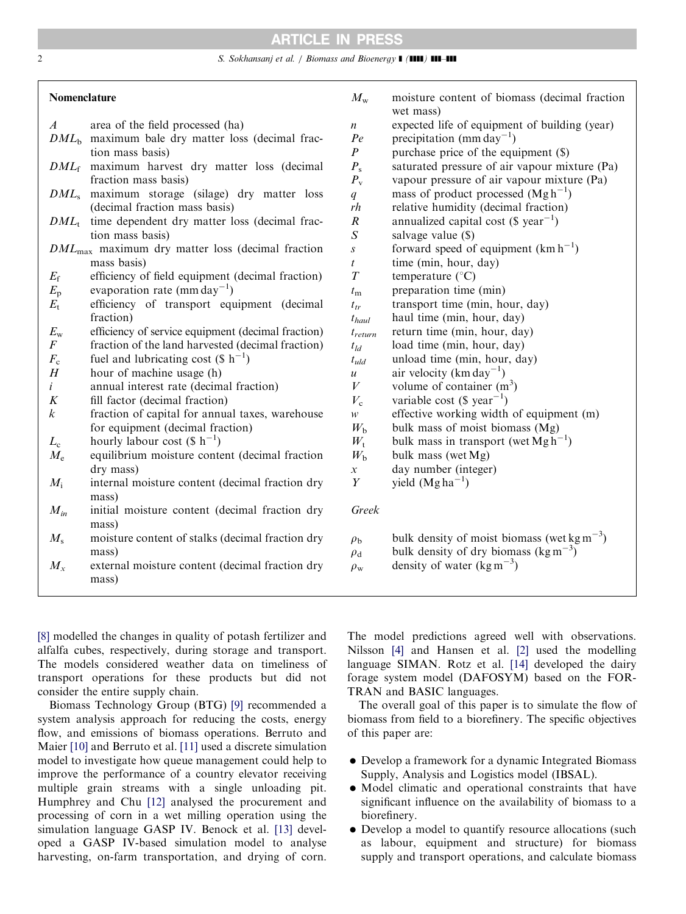## Nomenclature

| Symbol | Description |
|---|---|
| $A$ | area of the field processed (ha) |
| $DML_b$ | maximum bale dry matter loss (decimal fraction mass basis) |
| $DML_f$ | maximum harvest dry matter loss (decimal fraction mass basis) |
| $DML_s$ | maximum storage (silage) dry matter loss (decimal fraction mass basis) |
| $DML_t$ | time dependent dry matter loss (decimal fraction mass basis) |
| $DML_{max}$ | maximum dry matter loss (decimal fraction mass basis) |
| $E_f$ | efficiency of field equipment (decimal fraction) |
| $E_p$ | evaporation rate (mm day$^{-1}$) |
| $E_t$ | efficiency of transport equipment (decimal fraction) |
| $E_w$ | efficiency of service equipment (decimal fraction) |
| $F$ | fraction of the land harvested (decimal fraction) |
| $F_c$ | fuel and lubricating cost (\$ h$^{-1}$) |
| $H$ | hour of machine usage (h) |
| $i$ | annual interest rate (decimal fraction) |
| $K$ | fill factor (decimal fraction) |
| $k$ | fraction of capital for annual taxes, warehouse for equipment (decimal fraction) |
| $L_c$ | hourly labour cost (\$ h$^{-1}$) |
| $M_e$ | equilibrium moisture content (decimal fraction dry mass) |
| $M_i$ | internal moisture content (decimal fraction dry mass) |
| $M_{in}$ | initial moisture content (decimal fraction dry mass) |
| $M_s$ | moisture content of stalks (decimal fraction dry mass) |
| $M_x$ | external moisture content (decimal fraction dry mass) |
| $M_w$ | moisture content of biomass (decimal fraction wet mass) |
| $n$ | expected life of equipment of building (year) |
| $Pe$ | precipitation (mm day$^{-1}$) |
| $P$ | purchase price of the equipment (\$) |
| $P_s$ | saturated pressure of air vapour mixture (Pa) |
| $P_v$ | vapour pressure of air vapour mixture (Pa) |
| $q$ | mass of product processed (Mg h$^{-1}$) |
| $rh$ | relative humidity (decimal fraction) |
| $R$ | annualized capital cost (\$ year$^{-1}$) |
| $S$ | salvage value (\$) |
| $s$ | forward speed of equipment (km h$^{-1}$) |
| $t$ | time (min, hour, day) |
| $T$ | temperature (°C) |
| $t_m$ | preparation time (min) |
| $t_{tr}$ | transport time (min, hour, day) |
| $t_{haul}$ | haul time (min, hour, day) |
| $t_{return}$ | return time (min, hour, day) |
| $t_{ld}$ | load time (min, hour, day) |
| $t_{uld}$ | unload time (min, hour, day) |
| $u$ | air velocity (km day$^{-1}$) |
| $V$ | volume of container (m$^3$) |
| $V_c$ | variable cost (\$ year$^{-1}$) |
| $w$ | effective working width of equipment (m) |
| $W_b$ | bulk mass of moist biomass (Mg) |
| $W_t$ | bulk mass in transport (wet Mg h$^{-1}$) |
| $W_b$ | bulk mass (wet Mg) |
| $x$ | day number (integer) |
| $Y$ | yield (Mg ha$^{-1}$) |
| *Greek* | |
| $\rho_b$ | bulk density of moist biomass (wet kg m$^{-3}$) |
| $\rho_d$ | bulk density of dry biomass (kg m$^{-3}$) |
| $\rho_w$ | density of water (kg m$^{-3}$) |

[8] modelled the changes in quality of potash fertilizer and alfalfa cubes, respectively, during storage and transport. The models considered weather data on timeliness of transport operations for these products but did not consider the entire supply chain.

Biomass Technology Group (BTG) [9] recommended a system analysis approach for reducing the costs, energy flow, and emissions of biomass operations. Berruto and Maier [10] and Berruto et al. [11] used a discrete simulation model to investigate how queue management could help to improve the performance of a country elevator receiving multiple grain streams with a single unloading pit. Humphrey and Chu [12] analysed the procurement and processing of corn in a wet milling operation using the simulation language GASP IV. Benock et al. [13] developed a GASP IV-based simulation model to analyse harvesting, on-farm transportation, and drying of corn. The model predictions agreed well with observations. Nilsson [4] and Hansen et al. [2] used the modelling language SIMAN. Rotz et al. [14] developed the dairy forage system model (DAFOSYM) based on the FORTRAN and BASIC languages.

The overall goal of this paper is to simulate the flow of biomass from field to a biorefinery. The specific objectives of this paper are:

- Develop a framework for a dynamic Integrated Biomass Supply, Analysis and Logistics model (IBSAL).
- Model climatic and operational constraints that have significant influence on the availability of biomass to a biorefinery.
- Develop a model to quantify resource allocations (such as labour, equipment and structure) for biomass supply and transport operations, and calculate biomass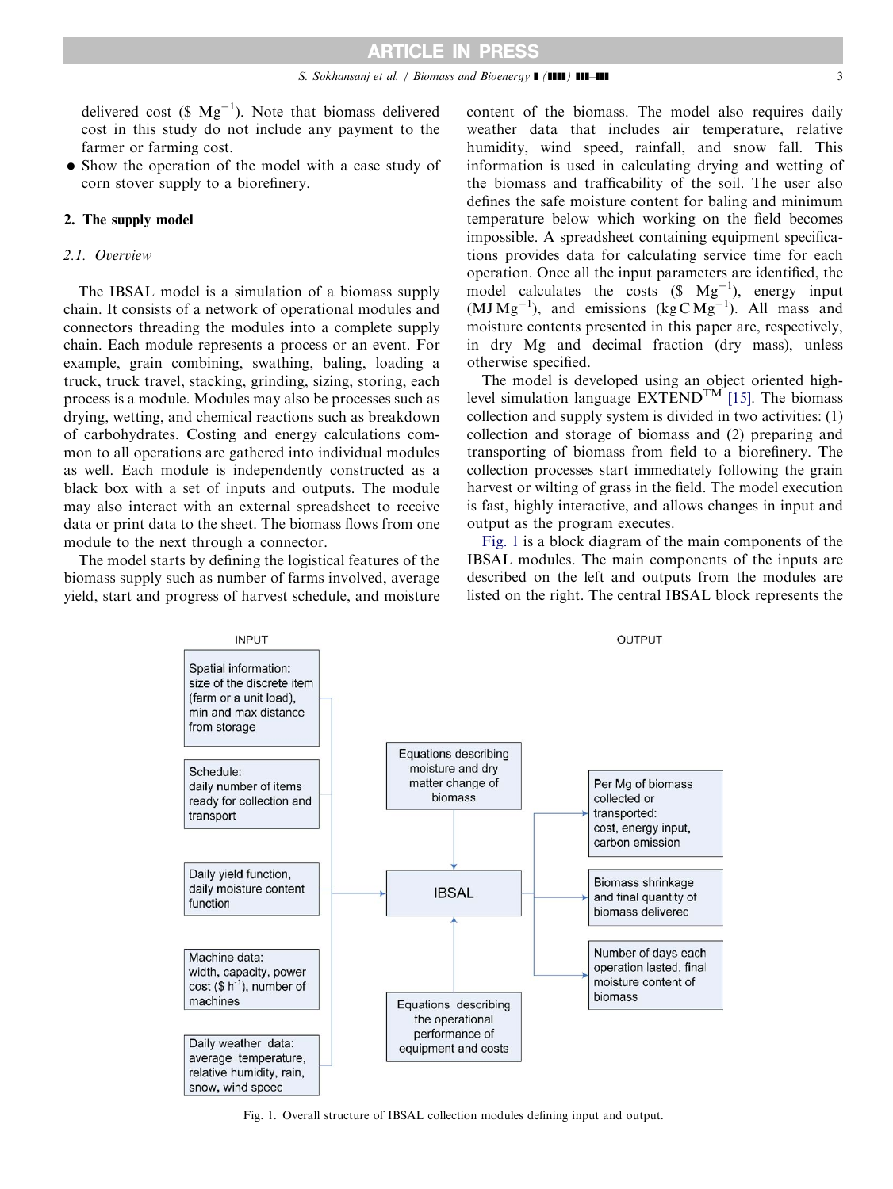delivered cost ($ $Mg^{-1}$). Note that biomass delivered cost in this study do not include any payment to the farmer or farming cost.

- Show the operation of the model with a case study of corn stover supply to a biorefinery.

## 2. The supply model

### 2.1. Overview

The IBSAL model is a simulation of a biomass supply chain. It consists of a network of operational modules and connectors threading the modules into a complete supply chain. Each module represents a process or an event. For example, grain combining, swathing, baling, loading a truck, truck travel, stacking, grinding, sizing, storing, each process is a module. Modules may also be processes such as drying, wetting, and chemical reactions such as breakdown of carbohydrates. Costing and energy calculations common to all operations are gathered into individual modules as well. Each module is independently constructed as a black box with a set of inputs and outputs. The module may also interact with an external spreadsheet to receive data or print data to the sheet. The biomass flows from one module to the next through a connector.

The model starts by defining the logistical features of the biomass supply such as number of farms involved, average yield, start and progress of harvest schedule, and moisture content of the biomass. The model also requires daily weather data that includes air temperature, relative humidity, wind speed, rainfall, and snow fall. This information is used in calculating drying and wetting of the biomass and trafficability of the soil. The user also defines the safe moisture content for baling and minimum temperature below which working on the field becomes impossible. A spreadsheet containing equipment specifications provides data for calculating service time for each operation. Once all the input parameters are identified, the model calculates the costs ($ $Mg^{-1}$), energy input ($MJ\,Mg^{-1}$), and emissions ($kg\,C\,Mg^{-1}$). All mass and moisture contents presented in this paper are, respectively, in dry Mg and decimal fraction (dry mass), unless otherwise specified.

The model is developed using an object oriented high-level simulation language EXTEND™ [15]. The biomass collection and supply system is divided in two activities: (1) collection and storage of biomass and (2) preparing and transporting of biomass from field to a biorefinery. The collection processes start immediately following the grain harvest or wilting of grass in the field. The model execution is fast, highly interactive, and allows changes in input and output as the program executes.

Fig. 1 is a block diagram of the main components of the IBSAL modules. The main components of the inputs are described on the left and outputs from the modules are listed on the right. The central IBSAL block represents the

INPUT

Spatial information: size of the discrete item (farm or a unit load), min and max distance from storage

Schedule: daily number of items ready for collection and transport

Daily yield function, daily moisture content function

Machine data: width, capacity, power cost ($ $h^{-1}$), number of machines

Daily weather data: average temperature, relative humidity, rain, snow, wind speed

Equations describing moisture and dry matter change of biomass

IBSAL

Equations describing the operational performance of equipment and costs

OUTPUT

Per Mg of biomass collected or transported: cost, energy input, carbon emission

Biomass shrinkage and final quantity of biomass delivered

Number of days each operation lasted, final moisture content of biomass

Fig. 1. Overall structure of IBSAL collection modules defining input and output.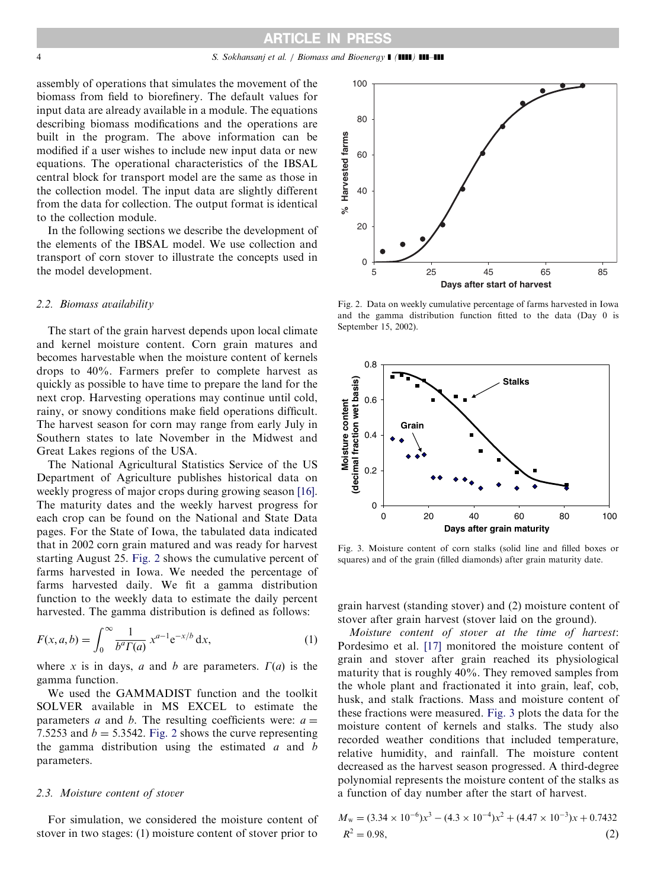assembly of operations that simulates the movement of the biomass from field to biorefinery. The default values for input data are already available in a module. The equations describing biomass modifications and the operations are built in the program. The above information can be modified if a user wishes to include new input data or new equations. The operational characteristics of the IBSAL central block for transport model are the same as those in the collection model. The input data are slightly different from the data for collection. The output format is identical to the collection module.

In the following sections we describe the development of the elements of the IBSAL model. We use collection and transport of corn stover to illustrate the concepts used in the model development.

### 2.2. Biomass availability

The start of the grain harvest depends upon local climate and kernel moisture content. Corn grain matures and becomes harvestable when the moisture content of kernels drops to 40%. Farmers prefer to complete harvest as quickly as possible to have time to prepare the land for the next crop. Harvesting operations may continue until cold, rainy, or snowy conditions make field operations difficult. The harvest season for corn may range from early July in Southern states to late November in the Midwest and Great Lakes regions of the USA.

The National Agricultural Statistics Service of the US Department of Agriculture publishes historical data on weekly progress of major crops during growing season [16]. The maturity dates and the weekly harvest progress for each crop can be found on the National and State Data pages. For the State of Iowa, the tabulated data indicated that in 2002 corn grain matured and was ready for harvest starting August 25. Fig. 2 shows the cumulative percent of farms harvested in Iowa. We needed the percentage of farms harvested daily. We fit a gamma distribution function to the weekly data to estimate the daily percent harvested. The gamma distribution is defined as follows:

$$F(x, a, b) = \int_0^\infty \frac{1}{b^a \Gamma(a)} x^{a-1} e^{-x/b} \, dx, \tag{1}$$

where $x$ is in days, $a$ and $b$ are parameters. $\Gamma(a)$ is the gamma function.

We used the GAMMADIST function and the toolkit SOLVER available in MS EXCEL to estimate the parameters $a$ and $b$. The resulting coefficients were: $a = 7.5253$ and $b = 5.3542$. Fig. 2 shows the curve representing the gamma distribution using the estimated $a$ and $b$ parameters.

Fig. 2. Data on weekly cumulative percentage of farms harvested in Iowa and the gamma distribution function fitted to the data (Day 0 is September 15, 2002).

Fig. 3. Moisture content of corn stalks (solid line and filled boxes or squares) and of the grain (filled diamonds) after grain maturity date.

### 2.3. Moisture content of stover

For simulation, we considered the moisture content of stover in two stages: (1) moisture content of stover prior to grain harvest (standing stover) and (2) moisture content of stover after grain harvest (stover laid on the ground).

*Moisture content of stover at the time of harvest*: Pordesimo et al. [17] monitored the moisture content of grain and stover after grain reached its physiological maturity that is roughly 40%. They removed samples from the whole plant and fractionated it into grain, leaf, cob, husk, and stalk fractions. Mass and moisture content of these fractions were measured. Fig. 3 plots the data for the moisture content of kernels and stalks. The study also recorded weather conditions that included temperature, relative humidity, and rainfall. The moisture content decreased as the harvest season progressed. A third-degree polynomial represents the moisture content of the stalks as a function of day number after the start of harvest.

$$M_w = (3.34 \times 10^{-6})x^3 - (4.3 \times 10^{-4})x^2 + (4.47 \times 10^{-3})x + 0.7432$$
$$R^2 = 0.98, \tag{2}$$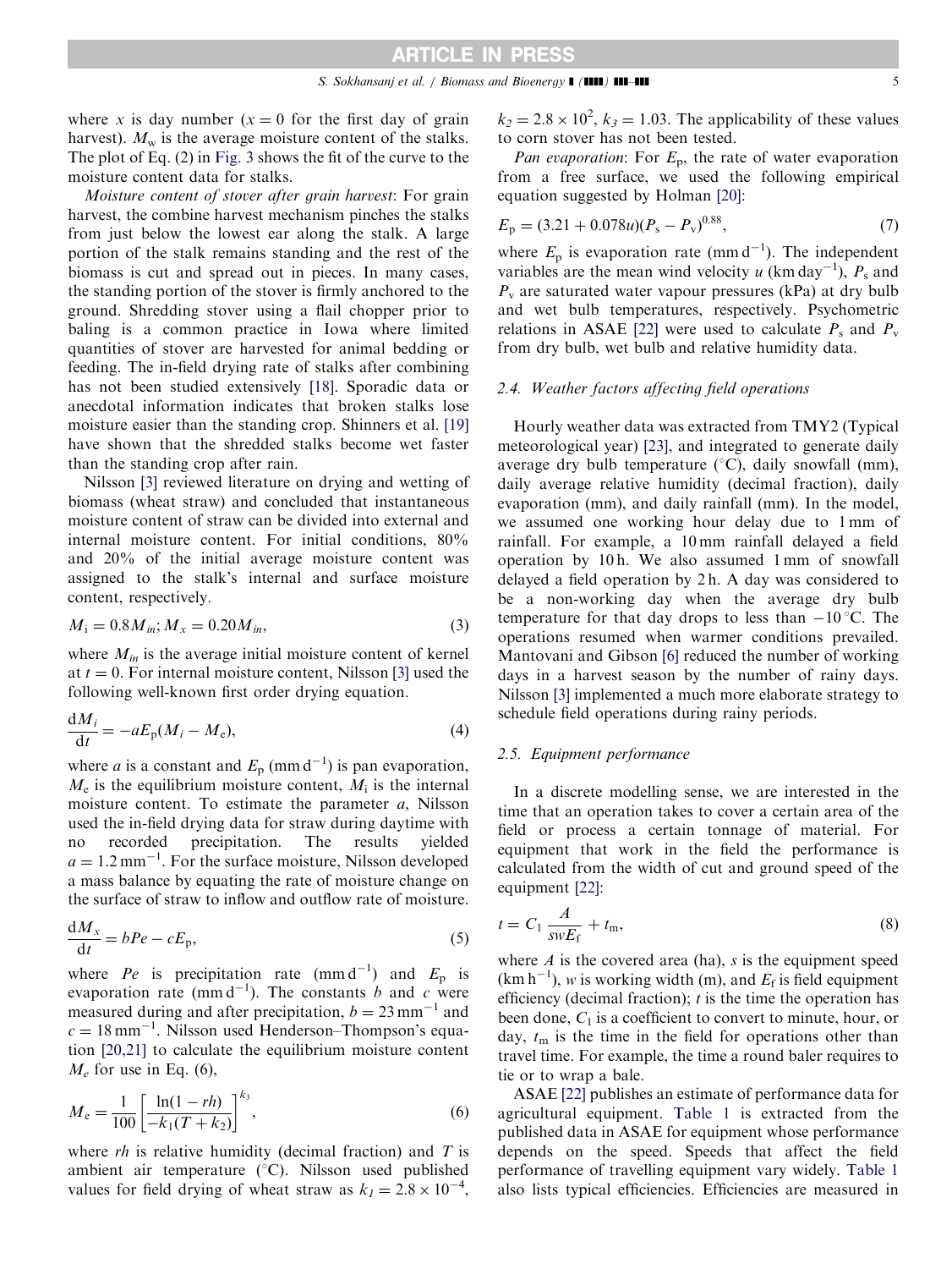where $x$ is day number ($x = 0$ for the first day of grain harvest). $M_w$ is the average moisture content of the stalks. The plot of Eq. (2) in Fig. 3 shows the fit of the curve to the moisture content data for stalks.

*Moisture content of stover after grain harvest*: For grain harvest, the combine harvest mechanism pinches the stalks from just below the lowest ear along the stalk. A large portion of the stalk remains standing and the rest of the biomass is cut and spread out in pieces. In many cases, the standing portion of the stover is firmly anchored to the ground. Shredding stover using a flail chopper prior to baling is a common practice in Iowa where limited quantities of stover are harvested for animal bedding or feeding. The in-field drying rate of stalks after combining has not been studied extensively [18]. Sporadic data or anecdotal information indicates that broken stalks lose moisture easier than the standing crop. Shinners et al. [19] have shown that the shredded stalks become wet faster than the standing crop after rain.

Nilsson [3] reviewed literature on drying and wetting of biomass (wheat straw) and concluded that instantaneous moisture content of straw can be divided into external and internal moisture content. For initial conditions, 80% and 20% of the initial average moisture content was assigned to the stalk's internal and surface moisture content, respectively.

$$M_i = 0.8M_{in}; M_x = 0.20M_{in}, \tag{3}$$

where $M_{in}$ is the average initial moisture content of kernel at $t = 0$. For internal moisture content, Nilsson [3] used the following well-known first order drying equation.

$$\frac{dM_i}{dt} = -aE_p(M_i - M_e), \tag{4}$$

where $a$ is a constant and $E_p$ (mm d$^{-1}$) is pan evaporation, $M_e$ is the equilibrium moisture content, $M_i$ is the internal moisture content. To estimate the parameter $a$, Nilsson used the in-field drying data for straw during daytime with no recorded precipitation. The results yielded $a = 1.2\,\text{mm}^{-1}$. For the surface moisture, Nilsson developed a mass balance by equating the rate of moisture change on the surface of straw to inflow and outflow rate of moisture.

$$\frac{dM_x}{dt} = bPe - cE_p, \tag{5}$$

where $Pe$ is precipitation rate (mm d$^{-1}$) and $E_p$ is evaporation rate (mm d$^{-1}$). The constants $b$ and $c$ were measured during and after precipitation, $b = 23\,\text{mm}^{-1}$ and $c = 18\,\text{mm}^{-1}$. Nilsson used Henderson–Thompson's equation [20,21] to calculate the equilibrium moisture content $M_e$ for use in Eq. (6),

$$M_e = \frac{1}{100}\left[\frac{\ln(1 - rh)}{-k_1(T + k_2)}\right]^{k_3}, \tag{6}$$

where $rh$ is relative humidity (decimal fraction) and $T$ is ambient air temperature (°C). Nilsson used published values for field drying of wheat straw as $k_1 = 2.8 \times 10^{-4}$, $k_2 = 2.8 \times 10^{2}$, $k_3 = 1.03$. The applicability of these values to corn stover has not been tested.

*Pan evaporation*: For $E_p$, the rate of water evaporation from a free surface, we used the following empirical equation suggested by Holman [20]:

$$E_p = (3.21 + 0.078u)(P_s - P_v)^{0.88}, \tag{7}$$

where $E_p$ is evaporation rate (mm d$^{-1}$). The independent variables are the mean wind velocity $u$ (km day$^{-1}$), $P_s$ and $P_v$ are saturated water vapour pressures (kPa) at dry bulb and wet bulb temperatures, respectively. Psychometric relations in ASAE [22] were used to calculate $P_s$ and $P_v$ from dry bulb, wet bulb and relative humidity data.

### 2.4. Weather factors affecting field operations

Hourly weather data was extracted from TMY2 (Typical meteorological year) [23], and integrated to generate daily average dry bulb temperature (°C), daily snowfall (mm), daily average relative humidity (decimal fraction), daily evaporation (mm), and daily rainfall (mm). In the model, we assumed one working hour delay due to 1 mm of rainfall. For example, a 10 mm rainfall delayed a field operation by 10 h. We also assumed 1 mm of snowfall delayed a field operation by 2 h. A day was considered to be a non-working day when the average dry bulb temperature for that day drops to less than −10 °C. The operations resumed when warmer conditions prevailed. Mantovani and Gibson [6] reduced the number of working days in a harvest season by the number of rainy days. Nilsson [3] implemented a much more elaborate strategy to schedule field operations during rainy periods.

### 2.5. Equipment performance

In a discrete modelling sense, we are interested in the time that an operation takes to cover a certain area of the field or process a certain tonnage of material. For equipment that work in the field the performance is calculated from the width of cut and ground speed of the equipment [22]:

$$t = C_1 \frac{A}{swE_f} + t_m, \tag{8}$$

where $A$ is the covered area (ha), $s$ is the equipment speed (km h$^{-1}$), $w$ is working width (m), and $E_f$ is field equipment efficiency (decimal fraction); $t$ is the time the operation has been done, $C_1$ is a coefficient to convert to minute, hour, or day, $t_m$ is the time in the field for operations other than travel time. For example, the time a round baler requires to tie or to wrap a bale.

ASAE [22] publishes an estimate of performance data for agricultural equipment. Table 1 is extracted from the published data in ASAE for equipment whose performance depends on the speed. Speeds that affect the field performance of travelling equipment vary widely. Table 1 also lists typical efficiencies. Efficiencies are measured in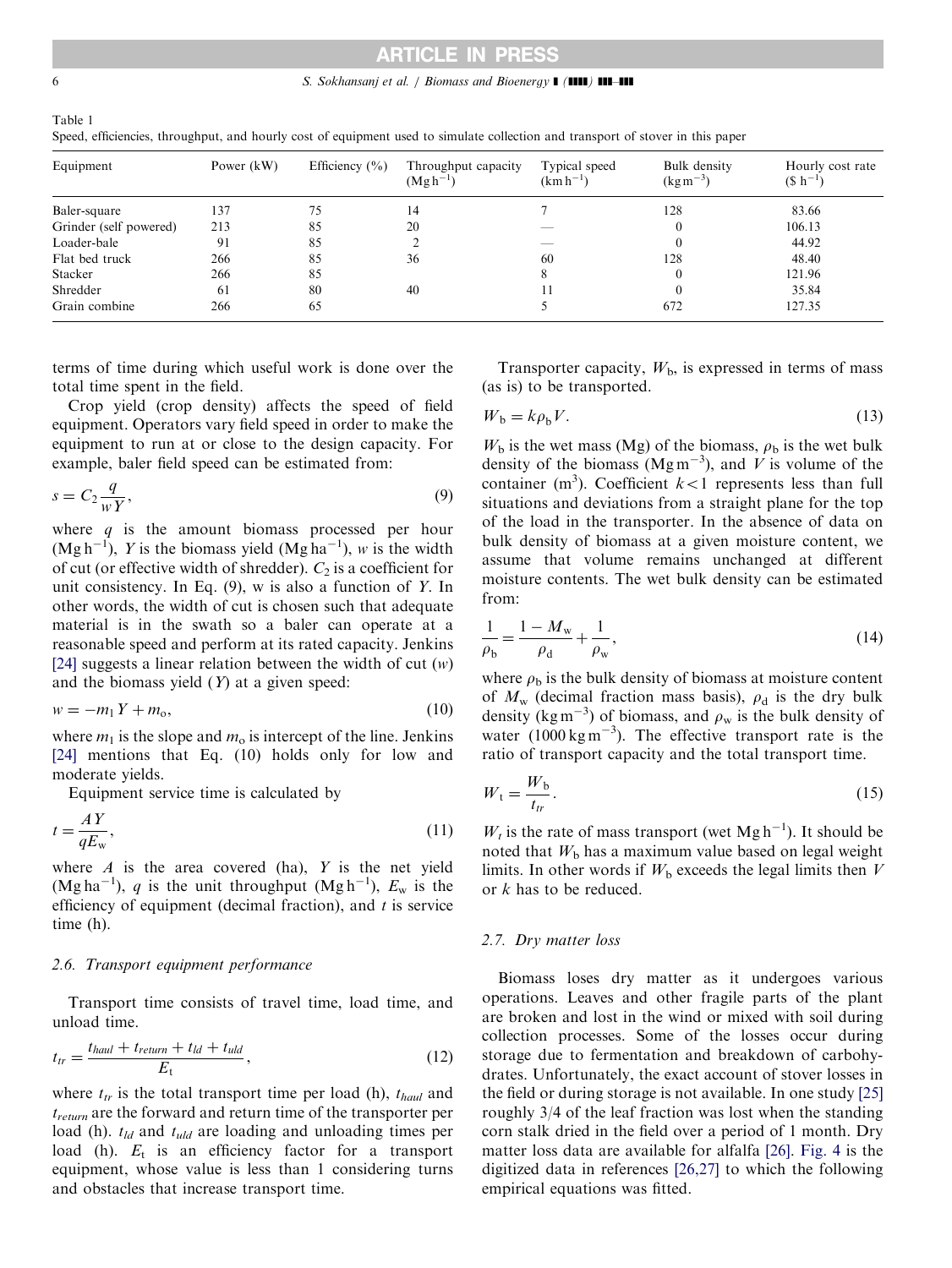Table 1
Speed, efficiencies, throughput, and hourly cost of equipment used to simulate collection and transport of stover in this paper

| Equipment | Power (kW) | Efficiency (%) | Throughput capacity ($Mg\,h^{-1}$) | Typical speed ($km\,h^{-1}$) | Bulk density ($kg\,m^{-3}$) | Hourly cost rate ($\$\,h^{-1}$) |
|---|---|---|---|---|---|---|
| Baler-square | 137 | 75 | 14 | 7 | 128 | 83.66 |
| Grinder (self powered) | 213 | 85 | 20 | — | 0 | 106.13 |
| Loader-bale | 91 | 85 | 2 | — | 0 | 44.92 |
| Flat bed truck | 266 | 85 | 36 | 60 | 128 | 48.40 |
| Stacker | 266 | 85 | | 8 | 0 | 121.96 |
| Shredder | 61 | 80 | 40 | 11 | 0 | 35.84 |
| Grain combine | 266 | 65 | | 5 | 672 | 127.35 |

terms of time during which useful work is done over the total time spent in the field.

Crop yield (crop density) affects the speed of field equipment. Operators vary field speed in order to make the equipment to run at or close to the design capacity. For example, baler field speed can be estimated from:

$$s = C_2 \frac{q}{wY}, \tag{9}$$

where $q$ is the amount biomass processed per hour ($Mg\,h^{-1}$), $Y$ is the biomass yield ($Mg\,ha^{-1}$), $w$ is the width of cut (or effective width of shredder). $C_2$ is a coefficient for unit consistency. In Eq. (9), w is also a function of $Y$. In other words, the width of cut is chosen such that adequate material is in the swath so a baler can operate at a reasonable speed and perform at its rated capacity. Jenkins [24] suggests a linear relation between the width of cut ($w$) and the biomass yield ($Y$) at a given speed:

$$w = -m_1 Y + m_o, \tag{10}$$

where $m_1$ is the slope and $m_o$ is intercept of the line. Jenkins [24] mentions that Eq. (10) holds only for low and moderate yields.

Equipment service time is calculated by

$$t = \frac{AY}{qE_w}, \tag{11}$$

where $A$ is the area covered (ha), $Y$ is the net yield ($Mg\,ha^{-1}$), $q$ is the unit throughput ($Mg\,h^{-1}$), $E_w$ is the efficiency of equipment (decimal fraction), and $t$ is service time (h).

### 2.6. Transport equipment performance

Transport time consists of travel time, load time, and unload time.

$$t_{tr} = \frac{t_{haul} + t_{return} + t_{ld} + t_{uld}}{E_t}, \tag{12}$$

where $t_{tr}$ is the total transport time per load (h), $t_{haul}$ and $t_{return}$ are the forward and return time of the transporter per load (h). $t_{ld}$ and $t_{uld}$ are loading and unloading times per load (h). $E_t$ is an efficiency factor for a transport equipment, whose value is less than 1 considering turns and obstacles that increase transport time.

Transporter capacity, $W_b$, is expressed in terms of mass (as is) to be transported.

$$W_b = k\rho_b V. \tag{13}$$

$W_b$ is the wet mass (Mg) of the biomass, $\rho_b$ is the wet bulk density of the biomass ($Mg\,m^{-3}$), and $V$ is volume of the container ($m^3$). Coefficient $k<1$ represents less than full situations and deviations from a straight plane for the top of the load in the transporter. In the absence of data on bulk density of biomass at a given moisture content, we assume that volume remains unchanged at different moisture contents. The wet bulk density can be estimated from:

$$\frac{1}{\rho_b} = \frac{1 - M_w}{\rho_d} + \frac{1}{\rho_w}, \tag{14}$$

where $\rho_b$ is the bulk density of biomass at moisture content of $M_w$ (decimal fraction mass basis), $\rho_d$ is the dry bulk density ($kg\,m^{-3}$) of biomass, and $\rho_w$ is the bulk density of water ($1000\,kg\,m^{-3}$). The effective transport rate is the ratio of transport capacity and the total transport time.

$$W_t = \frac{W_b}{t_{tr}}. \tag{15}$$

$W_t$ is the rate of mass transport (wet $Mg\,h^{-1}$). It should be noted that $W_b$ has a maximum value based on legal weight limits. In other words if $W_b$ exceeds the legal limits then $V$ or $k$ has to be reduced.

### 2.7. Dry matter loss

Biomass loses dry matter as it undergoes various operations. Leaves and other fragile parts of the plant are broken and lost in the wind or mixed with soil during collection processes. Some of the losses occur during storage due to fermentation and breakdown of carbohydrates. Unfortunately, the exact account of stover losses in the field or during storage is not available. In one study [25] roughly 3/4 of the leaf fraction was lost when the standing corn stalk dried in the field over a period of 1 month. Dry matter loss data are available for alfalfa [26]. Fig. 4 is the digitized data in references [26,27] to which the following empirical equations was fitted.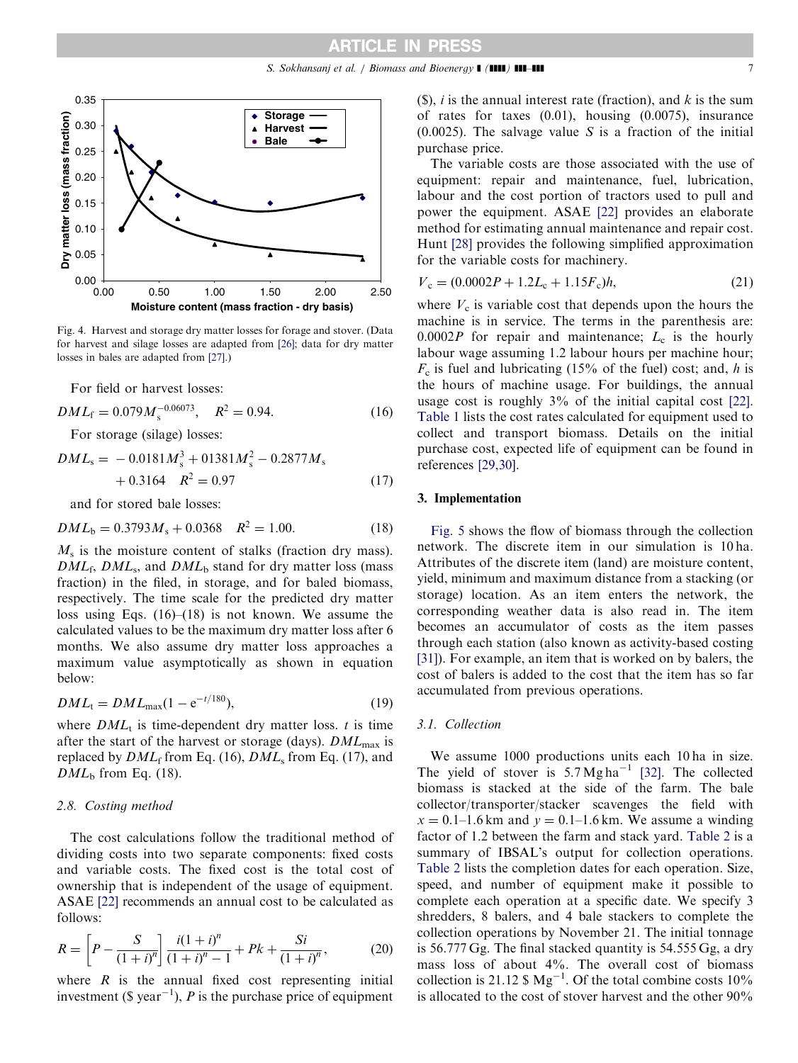Fig. 4. Harvest and storage dry matter losses for forage and stover. (Data for harvest and silage losses are adapted from [26]; data for dry matter losses in bales are adapted from [27].)

For field or harvest losses:

$$DML_f = 0.079M_s^{-0.06073}, \quad R^2 = 0.94. \tag{16}$$

For storage (silage) losses:

$$DML_s = -0.0181M_s^3 + 01381M_s^2 - 0.2877M_s + 0.3164 \quad R^2 = 0.97 \tag{17}$$

and for stored bale losses:

$$DML_b = 0.3793M_s + 0.0368 \quad R^2 = 1.00. \tag{18}$$

$M_s$ is the moisture content of stalks (fraction dry mass). $DML_f$, $DML_s$, and $DML_b$ stand for dry matter loss (mass fraction) in the filed, in storage, and for baled biomass, respectively. The time scale for the predicted dry matter loss using Eqs. (16)–(18) is not known. We assume the calculated values to be the maximum dry matter loss after 6 months. We also assume dry matter loss approaches a maximum value asymptotically as shown in equation below:

$$DML_t = DML_{max}(1 - e^{-t/180}), \tag{19}$$

where $DML_t$ is time-dependent dry matter loss. $t$ is time after the start of the harvest or storage (days). $DML_{max}$ is replaced by $DML_f$ from Eq. (16), $DML_s$ from Eq. (17), and $DML_b$ from Eq. (18).

### 2.8. Costing method

The cost calculations follow the traditional method of dividing costs into two separate components: fixed costs and variable costs. The fixed cost is the total cost of ownership that is independent of the usage of equipment. ASAE [22] recommends an annual cost to be calculated as follows:

$$R = \left[P - \frac{S}{(1+i)^n}\right]\frac{i(1+i)^n}{(1+i)^n - 1} + Pk + \frac{Si}{(1+i)^n}, \tag{20}$$

where $R$ is the annual fixed cost representing initial investment (\$ year$^{-1}$), $P$ is the purchase price of equipment (\$), $i$ is the annual interest rate (fraction), and $k$ is the sum of rates for taxes (0.01), housing (0.0075), insurance (0.0025). The salvage value $S$ is a fraction of the initial purchase price.

The variable costs are those associated with the use of equipment: repair and maintenance, fuel, lubrication, labour and the cost portion of tractors used to pull and power the equipment. ASAE [22] provides an elaborate method for estimating annual maintenance and repair cost. Hunt [28] provides the following simplified approximation for the variable costs for machinery.

$$V_c = (0.0002P + 1.2L_c + 1.15F_c)h, \tag{21}$$

where $V_c$ is variable cost that depends upon the hours the machine is in service. The terms in the parenthesis are: $0.0002P$ for repair and maintenance; $L_c$ is the hourly labour wage assuming 1.2 labour hours per machine hour; $F_c$ is fuel and lubricating (15% of the fuel) cost; and, $h$ is the hours of machine usage. For buildings, the annual usage cost is roughly 3% of the initial capital cost [22]. Table 1 lists the cost rates calculated for equipment used to collect and transport biomass. Details on the initial purchase cost, expected life of equipment can be found in references [29,30].

## 3. Implementation

Fig. 5 shows the flow of biomass through the collection network. The discrete item in our simulation is 10 ha. Attributes of the discrete item (land) are moisture content, yield, minimum and maximum distance from a stacking (or storage) location. As an item enters the network, the corresponding weather data is also read in. The item becomes an accumulator of costs as the item passes through each station (also known as activity-based costing [31]). For example, an item that is worked on by balers, the cost of balers is added to the cost that the item has so far accumulated from previous operations.

### 3.1. Collection

We assume 1000 productions units each 10 ha in size. The yield of stover is 5.7 Mg ha$^{-1}$ [32]. The collected biomass is stacked at the side of the farm. The bale collector/transporter/stacker scavenges the field with $x = 0.1$–$1.6$ km and $y = 0.1$–$1.6$ km. We assume a winding factor of 1.2 between the farm and stack yard. Table 2 is a summary of IBSAL's output for collection operations. Table 2 lists the completion dates for each operation. Size, speed, and number of equipment make it possible to complete each operation at a specific date. We specify 3 shredders, 8 balers, and 4 bale stackers to complete the collection operations by November 21. The initial tonnage is 56.777 Gg. The final stacked quantity is 54.555 Gg, a dry mass loss of about 4%. The overall cost of biomass collection is 21.12 \$ Mg$^{-1}$. Of the total combine costs 10% is allocated to the cost of stover harvest and the other 90%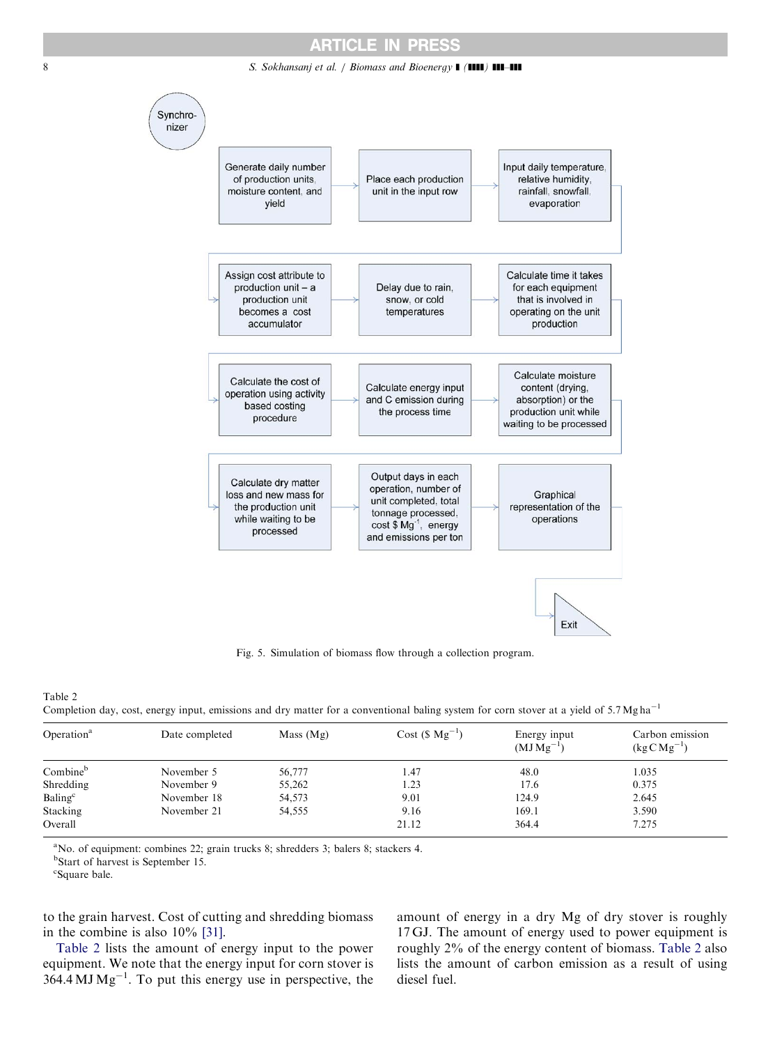Fig. 5. Simulation of biomass flow through a collection program.

Table 2
Completion day, cost, energy input, emissions and dry matter for a conventional baling system for corn stover at a yield of 5.7 Mg ha$^{-1}$

| Operation[a] | Date completed | Mass (Mg) | Cost (\$ Mg$^{-1}$) | Energy input (MJ Mg$^{-1}$) | Carbon emission (kg C Mg$^{-1}$) |
|---|---|---|---|---|---|
| Combine[b] | November 5 | 56,777 | 1.47 | 48.0 | 1.035 |
| Shredding | November 9 | 55,262 | 1.23 | 17.6 | 0.375 |
| Baling[c] | November 18 | 54,573 | 9.01 | 124.9 | 2.645 |
| Stacking | November 21 | 54,555 | 9.16 | 169.1 | 3.590 |
| Overall | | | 21.12 | 364.4 | 7.275 |

[a]No. of equipment: combines 22; grain trucks 8; shredders 3; balers 8; stackers 4.
[b]Start of harvest is September 15.
[c]Square bale.

to the grain harvest. Cost of cutting and shredding biomass in the combine is also 10% [31].

Table 2 lists the amount of energy input to the power equipment. We note that the energy input for corn stover is 364.4 MJ Mg$^{-1}$. To put this energy use in perspective, the amount of energy in a dry Mg of dry stover is roughly 17 GJ. The amount of energy used to power equipment is roughly 2% of the energy content of biomass. Table 2 also lists the amount of carbon emission as a result of using diesel fuel.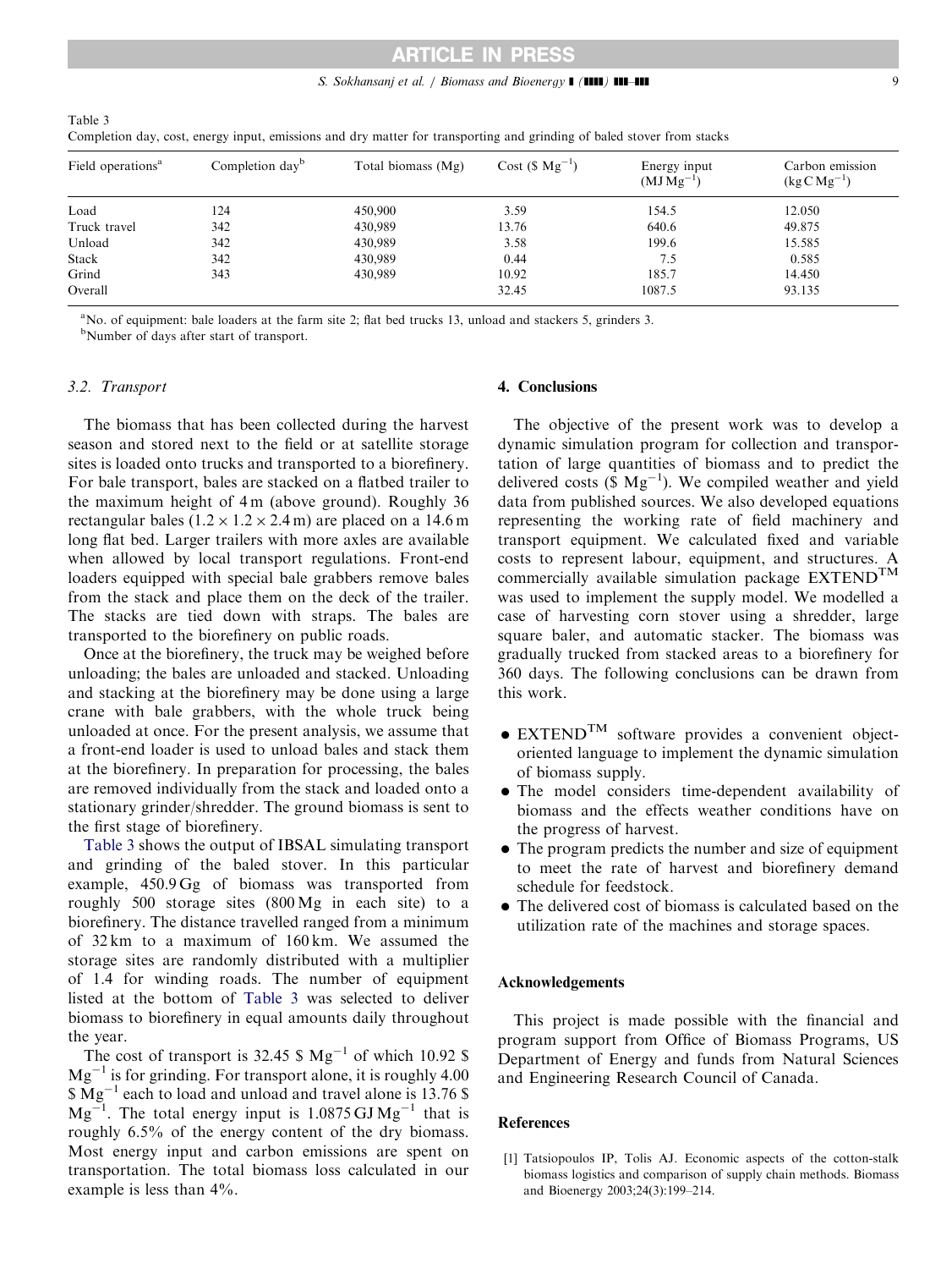Table 3
Completion day, cost, energy input, emissions and dry matter for transporting and grinding of baled stover from stacks

| Field operations[a] | Completion day[b] | Total biomass (Mg) | Cost ($ $Mg^{-1}$) | Energy input ($MJ\,Mg^{-1}$) | Carbon emission ($kg\,C\,Mg^{-1}$) |
|---|---|---|---|---|---|
| Load | 124 | 450,900 | 3.59 | 154.5 | 12.050 |
| Truck travel | 342 | 430,989 | 13.76 | 640.6 | 49.875 |
| Unload | 342 | 430,989 | 3.58 | 199.6 | 15.585 |
| Stack | 342 | 430,989 | 0.44 | 7.5 | 0.585 |
| Grind | 343 | 430,989 | 10.92 | 185.7 | 14.450 |
| Overall | | | 32.45 | 1087.5 | 93.135 |

[a]No. of equipment: bale loaders at the farm site 2; flat bed trucks 13, unload and stackers 5, grinders 3.
[b]Number of days after start of transport.

### 3.2. Transport

The biomass that has been collected during the harvest season and stored next to the field or at satellite storage sites is loaded onto trucks and transported to a biorefinery. For bale transport, bales are stacked on a flatbed trailer to the maximum height of 4 m (above ground). Roughly 36 rectangular bales ($1.2 \times 1.2 \times 2.4$ m) are placed on a 14.6 m long flat bed. Larger trailers with more axles are available when allowed by local transport regulations. Front-end loaders equipped with special bale grabbers remove bales from the stack and place them on the deck of the trailer. The stacks are tied down with straps. The bales are transported to the biorefinery on public roads.

Once at the biorefinery, the truck may be weighed before unloading; the bales are unloaded and stacked. Unloading and stacking at the biorefinery may be done using a large crane with bale grabbers, with the whole truck being unloaded at once. For the present analysis, we assume that a front-end loader is used to unload bales and stack them at the biorefinery. In preparation for processing, the bales are removed individually from the stack and loaded onto a stationary grinder/shredder. The ground biomass is sent to the first stage of biorefinery.

Table 3 shows the output of IBSAL simulating transport and grinding of the baled stover. In this particular example, 450.9 Gg of biomass was transported from roughly 500 storage sites (800 Mg in each site) to a biorefinery. The distance travelled ranged from a minimum of 32 km to a maximum of 160 km. We assumed the storage sites are randomly distributed with a multiplier of 1.4 for winding roads. The number of equipment listed at the bottom of Table 3 was selected to deliver biomass to biorefinery in equal amounts daily throughout the year.

The cost of transport is 32.45 $ $Mg^{-1}$ of which 10.92 $ $Mg^{-1}$ is for grinding. For transport alone, it is roughly 4.00 $ $Mg^{-1}$ each to load and unload and travel alone is 13.76 $ $Mg^{-1}$. The total energy input is 1.0875 GJ $Mg^{-1}$ that is roughly 6.5% of the energy content of the dry biomass. Most energy input and carbon emissions are spent on transportation. The total biomass loss calculated in our example is less than 4%.

## 4. Conclusions

The objective of the present work was to develop a dynamic simulation program for collection and transportation of large quantities of biomass and to predict the delivered costs ($ $Mg^{-1}$). We compiled weather and yield data from published sources. We also developed equations representing the working rate of field machinery and transport equipment. We calculated fixed and variable costs to represent labour, equipment, and structures. A commercially available simulation package EXTEND™ was used to implement the supply model. We modelled a case of harvesting corn stover using a shredder, large square baler, and automatic stacker. The biomass was gradually trucked from stacked areas to a biorefinery for 360 days. The following conclusions can be drawn from this work.

- EXTEND™ software provides a convenient object-oriented language to implement the dynamic simulation of biomass supply.
- The model considers time-dependent availability of biomass and the effects weather conditions have on the progress of harvest.
- The program predicts the number and size of equipment to meet the rate of harvest and biorefinery demand schedule for feedstock.
- The delivered cost of biomass is calculated based on the utilization rate of the machines and storage spaces.

## Acknowledgements

This project is made possible with the financial and program support from Office of Biomass Programs, US Department of Energy and funds from Natural Sciences and Engineering Research Council of Canada.

## References

[1] Tatsiopoulos IP, Tolis AJ. Economic aspects of the cotton-stalk biomass logistics and comparison of supply chain methods. Biomass and Bioenergy 2003;24(3):199–214.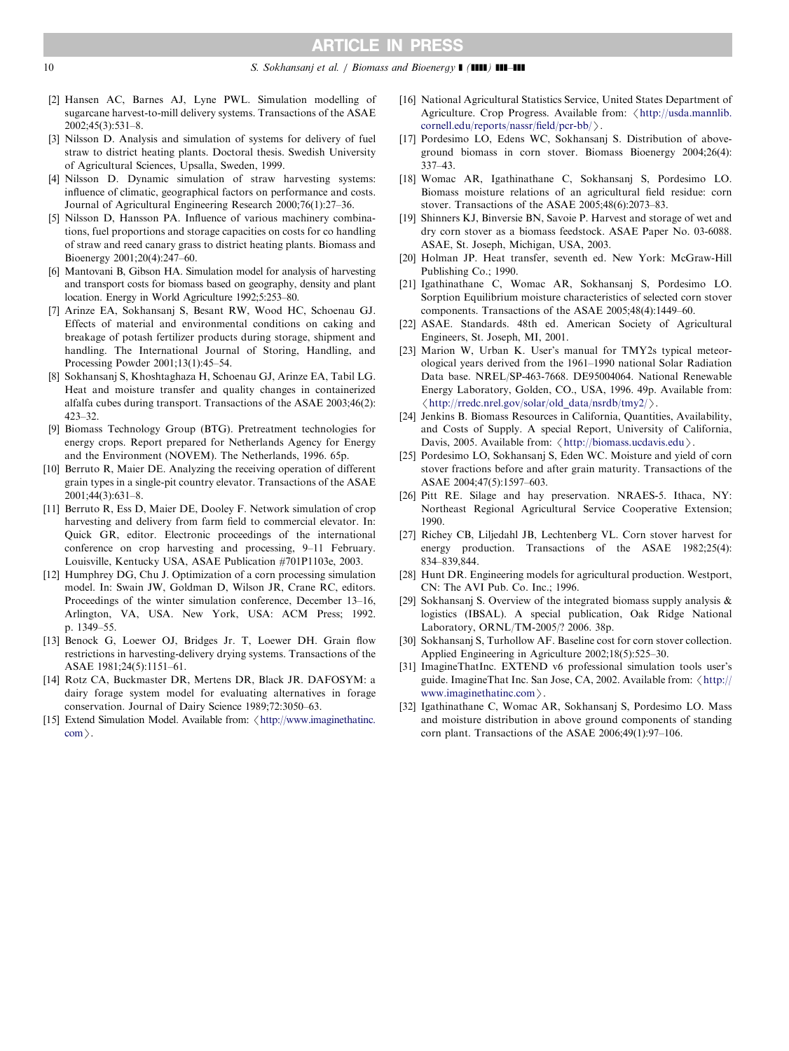[2] Hansen AC, Barnes AJ, Lyne PWL. Simulation modelling of sugarcane harvest-to-mill delivery systems. Transactions of the ASAE 2002;45(3):531–8.

[3] Nilsson D. Analysis and simulation of systems for delivery of fuel straw to district heating plants. Doctoral thesis. Swedish University of Agricultural Sciences, Upsalla, Sweden, 1999.

[4] Nilsson D. Dynamic simulation of straw harvesting systems: influence of climatic, geographical factors on performance and costs. Journal of Agricultural Engineering Research 2000;76(1):27–36.

[5] Nilsson D, Hansson PA. Influence of various machinery combinations, fuel proportions and storage capacities on costs for co handling of straw and reed canary grass to district heating plants. Biomass and Bioenergy 2001;20(4):247–60.

[6] Mantovani B, Gibson HA. Simulation model for analysis of harvesting and transport costs for biomass based on geography, density and plant location. Energy in World Agriculture 1992;5:253–80.

[7] Arinze EA, Sokhansanj S, Besant RW, Wood HC, Schoenau GJ. Effects of material and environmental conditions on caking and breakage of potash fertilizer products during storage, shipment and handling. The International Journal of Storing, Handling, and Processing Powder 2001;13(1):45–54.

[8] Sokhansanj S, Khoshtaghaza H, Schoenau GJ, Arinze EA, Tabil LG. Heat and moisture transfer and quality changes in containerized alfalfa cubes during transport. Transactions of the ASAE 2003;46(2): 423–32.

[9] Biomass Technology Group (BTG). Pretreatment technologies for energy crops. Report prepared for Netherlands Agency for Energy and the Environment (NOVEM). The Netherlands, 1996. 65p.

[10] Berruto R, Maier DE. Analyzing the receiving operation of different grain types in a single-pit country elevator. Transactions of the ASAE 2001;44(3):631–8.

[11] Berruto R, Ess D, Maier DE, Dooley F. Network simulation of crop harvesting and delivery from farm field to commercial elevator. In: Quick GR, editor. Electronic proceedings of the international conference on crop harvesting and processing, 9–11 February. Louisville, Kentucky USA, ASAE Publication #701P1103e, 2003.

[12] Humphrey DG, Chu J. Optimization of a corn processing simulation model. In: Swain JW, Goldman D, Wilson JR, Crane RC, editors. Proceedings of the winter simulation conference, December 13–16, Arlington, VA, USA. New York, USA: ACM Press; 1992. p. 1349–55.

[13] Benock G, Loewer OJ, Bridges Jr. T, Loewer DH. Grain flow restrictions in harvesting-delivery drying systems. Transactions of the ASAE 1981;24(5):1151–61.

[14] Rotz CA, Buckmaster DR, Mertens DR, Black JR. DAFOSYM: a dairy forage system model for evaluating alternatives in forage conservation. Journal of Dairy Science 1989;72:3050–63.

[15] Extend Simulation Model. Available from: ⟨http://www.imaginethatinc.com⟩.

[16] National Agricultural Statistics Service, United States Department of Agriculture. Crop Progress. Available from: ⟨http://usda.mannlib.cornell.edu/reports/nassr/field/pcr-bb/⟩.

[17] Pordesimo LO, Edens WC, Sokhansanj S. Distribution of aboveground biomass in corn stover. Biomass Bioenergy 2004;26(4): 337–43.

[18] Womac AR, Igathinathane C, Sokhansanj S, Pordesimo LO. Biomass moisture relations of an agricultural field residue: corn stover. Transactions of the ASAE 2005;48(6):2073–83.

[19] Shinners KJ, Binversie BN, Savoie P. Harvest and storage of wet and dry corn stover as a biomass feedstock. ASAE Paper No. 03-6088. ASAE, St. Joseph, Michigan, USA, 2003.

[20] Holman JP. Heat transfer, seventh ed. New York: McGraw-Hill Publishing Co.; 1990.

[21] Igathinathane C, Womac AR, Sokhansanj S, Pordesimo LO. Sorption Equilibrium moisture characteristics of selected corn stover components. Transactions of the ASAE 2005;48(4):1449–60.

[22] ASAE. Standards. 48th ed. American Society of Agricultural Engineers, St. Joseph, MI, 2001.

[23] Marion W, Urban K. User's manual for TMY2s typical meteorological years derived from the 1961–1990 national Solar Radiation Data base. NREL/SP-463-7668. DE95004064. National Renewable Energy Laboratory, Golden, CO., USA, 1996. 49p. Available from: ⟨http://rredc.nrel.gov/solar/old_data/nsrdb/tmy2/⟩.

[24] Jenkins B. Biomass Resources in California, Quantities, Availability, and Costs of Supply. A special Report, University of California, Davis, 2005. Available from: ⟨http://biomass.ucdavis.edu⟩.

[25] Pordesimo LO, Sokhansanj S, Eden WC. Moisture and yield of corn stover fractions before and after grain maturity. Transactions of the ASAE 2004;47(5):1597–603.

[26] Pitt RE. Silage and hay preservation. NRAES-5. Ithaca, NY: Northeast Regional Agricultural Service Cooperative Extension; 1990.

[27] Richey CB, Liljedahl JB, Lechtenberg VL. Corn stover harvest for energy production. Transactions of the ASAE 1982;25(4): 834–839,844.

[28] Hunt DR. Engineering models for agricultural production. Westport, CN: The AVI Pub. Co. Inc.; 1996.

[29] Sokhansanj S. Overview of the integrated biomass supply analysis & logistics (IBSAL). A special publication, Oak Ridge National Laboratory, ORNL/TM-2005/? 2006. 38p.

[30] Sokhansanj S, Turhollow AF. Baseline cost for corn stover collection. Applied Engineering in Agriculture 2002;18(5):525–30.

[31] ImagineThatInc. EXTEND v6 professional simulation tools user's guide. ImagineThat Inc. San Jose, CA, 2002. Available from: ⟨http://www.imaginethatinc.com⟩.

[32] Igathinathane C, Womac AR, Sokhansanj S, Pordesimo LO. Mass and moisture distribution in above ground components of standing corn plant. Transactions of the ASAE 2006;49(1):97–106.